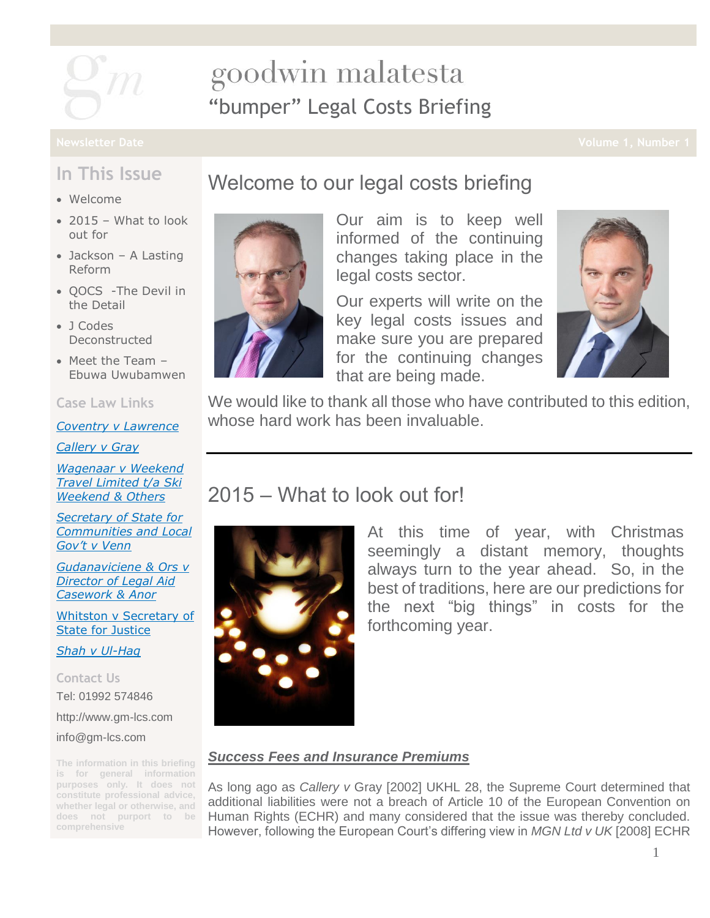# goodwin malatesta

## "bumper" Legal Costs Briefing

Newsletter Date | Volume 1, Number 1

### In This Issue

- Welcome
- 2015 – What to look out for
- Jackson – A Lasting Reform
- QOCS -The Devil in the Detail
- J Codes Deconstructed
- Meet the Team – Ebuwa Uwubamwen

### Case Law Links

*Coventry v Lawrence*

*Callery v Gray*

*Wagenaar v Weekend Travel Limited t/a Ski Weekend & Others*

*Secretary of State for Communities and Local Gov't v Venn*

*Gudanaviciene & Ors v Director of Legal Aid Casework & Anor*

Whitston v Secretary of State for Justice

*Shah v Ul-Haq*

### Contact Us

Tel: 01992 574846

http://www.gm-lcs.com

info@gm-lcs.com

The information in this briefing is for general information purposes only. It does not constitute professional advice, whether legal or otherwise, and does not purport to be comprehensive

## Welcome to our legal costs briefing

Our aim is to keep well informed of the continuing changes taking place in the legal costs sector.

Our experts will write on the key legal costs issues and make sure you are prepared for the continuing changes that are being made.

We would like to thank all those who have contributed to this edition, whose hard work has been invaluable.

## 2015 – What to look out for!

At this time of year, with Christmas seemingly a distant memory, thoughts always turn to the year ahead. So, in the best of traditions, here are our predictions for the next "big things" in costs for the forthcoming year.

***Success Fees and Insurance Premiums***

As long ago as *Callery v* Gray [2002] UKHL 28, the Supreme Court determined that additional liabilities were not a breach of Article 10 of the European Convention on Human Rights (ECHR) and many considered that the issue was thereby concluded. However, following the European Court's differing view in *MGN Ltd v UK* [2008] ECHR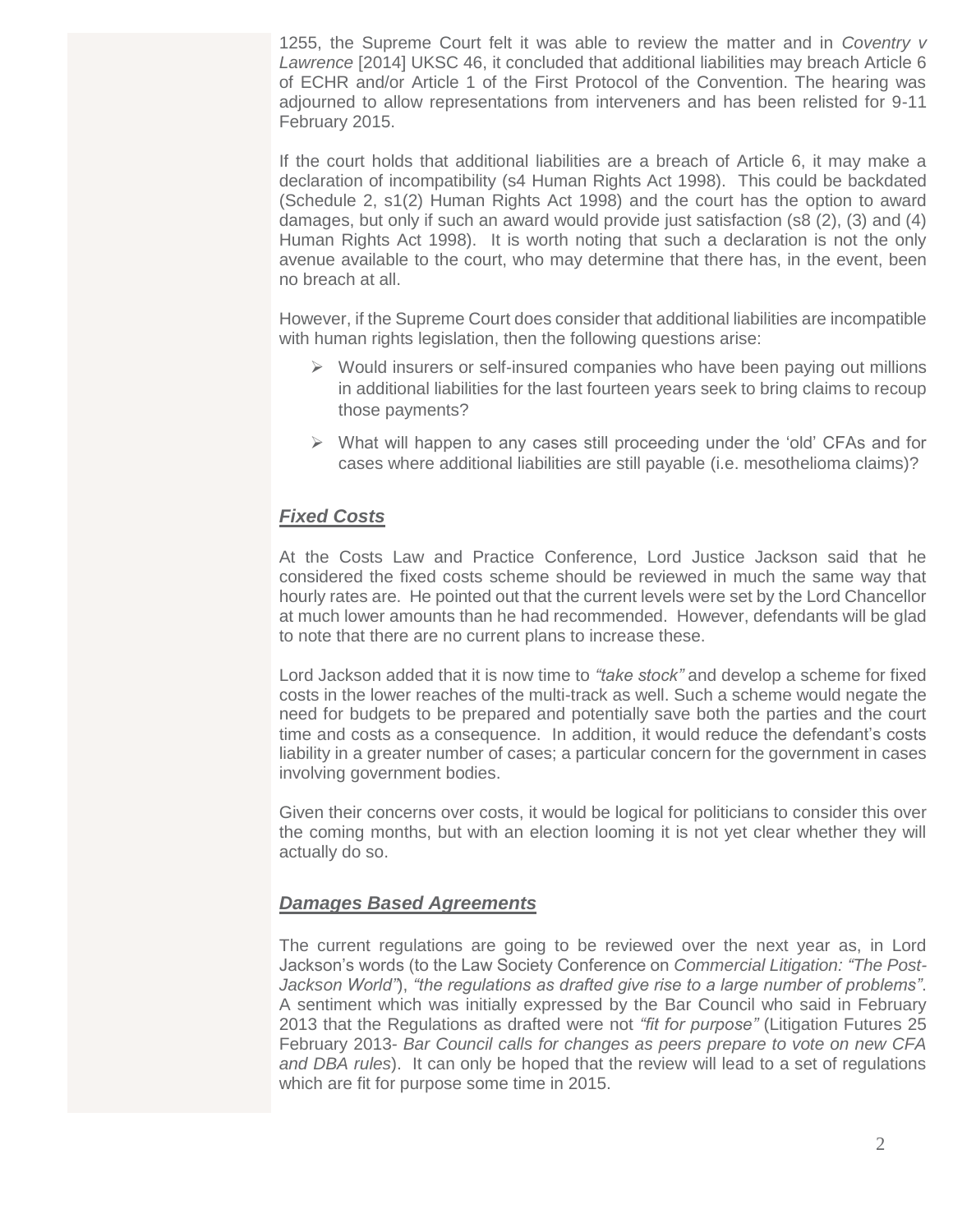1255, the Supreme Court felt it was able to review the matter and in *Coventry v Lawrence* [2014] UKSC 46, it concluded that additional liabilities may breach Article 6 of ECHR and/or Article 1 of the First Protocol of the Convention. The hearing was adjourned to allow representations from interveners and has been relisted for 9-11 February 2015.

If the court holds that additional liabilities are a breach of Article 6, it may make a declaration of incompatibility (s4 Human Rights Act 1998). This could be backdated (Schedule 2, s1(2) Human Rights Act 1998) and the court has the option to award damages, but only if such an award would provide just satisfaction (s8 (2), (3) and (4) Human Rights Act 1998). It is worth noting that such a declaration is not the only avenue available to the court, who may determine that there has, in the event, been no breach at all.

However, if the Supreme Court does consider that additional liabilities are incompatible with human rights legislation, then the following questions arise:

- Would insurers or self-insured companies who have been paying out millions in additional liabilities for the last fourteen years seek to bring claims to recoup those payments?
- What will happen to any cases still proceeding under the 'old' CFAs and for cases where additional liabilities are still payable (i.e. mesothelioma claims)?

## ***Fixed Costs***

At the Costs Law and Practice Conference, Lord Justice Jackson said that he considered the fixed costs scheme should be reviewed in much the same way that hourly rates are. He pointed out that the current levels were set by the Lord Chancellor at much lower amounts than he had recommended. However, defendants will be glad to note that there are no current plans to increase these.

Lord Jackson added that it is now time to *"take stock"* and develop a scheme for fixed costs in the lower reaches of the multi-track as well. Such a scheme would negate the need for budgets to be prepared and potentially save both the parties and the court time and costs as a consequence. In addition, it would reduce the defendant's costs liability in a greater number of cases; a particular concern for the government in cases involving government bodies.

Given their concerns over costs, it would be logical for politicians to consider this over the coming months, but with an election looming it is not yet clear whether they will actually do so.

## ***Damages Based Agreements***

The current regulations are going to be reviewed over the next year as, in Lord Jackson's words (to the Law Society Conference on *Commercial Litigation: "The Post-Jackson World"*), *"the regulations as drafted give rise to a large number of problems"*. A sentiment which was initially expressed by the Bar Council who said in February 2013 that the Regulations as drafted were not *"fit for purpose"* (Litigation Futures 25 February 2013- *Bar Council calls for changes as peers prepare to vote on new CFA and DBA rules*). It can only be hoped that the review will lead to a set of regulations which are fit for purpose some time in 2015.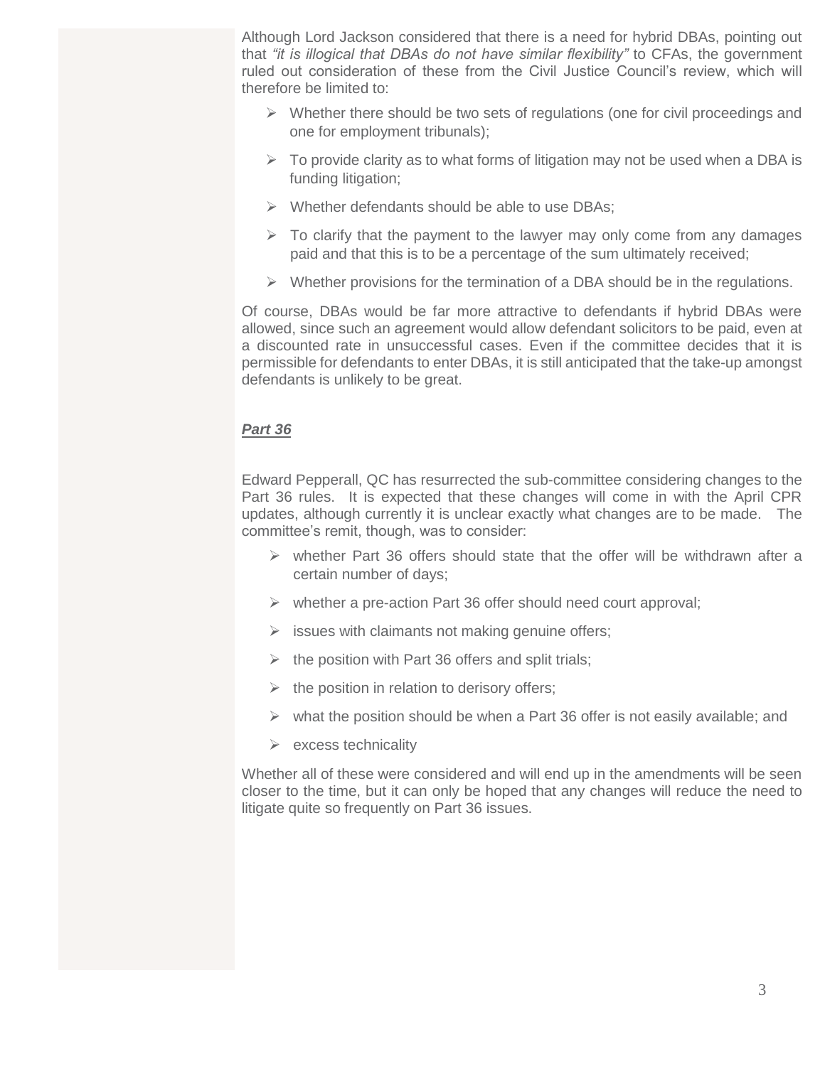Although Lord Jackson considered that there is a need for hybrid DBAs, pointing out that *"it is illogical that DBAs do not have similar flexibility"* to CFAs, the government ruled out consideration of these from the Civil Justice Council's review, which will therefore be limited to:

- Whether there should be two sets of regulations (one for civil proceedings and one for employment tribunals);
- To provide clarity as to what forms of litigation may not be used when a DBA is funding litigation;
- Whether defendants should be able to use DBAs;
- To clarify that the payment to the lawyer may only come from any damages paid and that this is to be a percentage of the sum ultimately received;
- Whether provisions for the termination of a DBA should be in the regulations.

Of course, DBAs would be far more attractive to defendants if hybrid DBAs were allowed, since such an agreement would allow defendant solicitors to be paid, even at a discounted rate in unsuccessful cases. Even if the committee decides that it is permissible for defendants to enter DBAs, it is still anticipated that the take-up amongst defendants is unlikely to be great.

***Part 36***

Edward Pepperall, QC has resurrected the sub-committee considering changes to the Part 36 rules. It is expected that these changes will come in with the April CPR updates, although currently it is unclear exactly what changes are to be made. The committee's remit, though, was to consider:

- whether Part 36 offers should state that the offer will be withdrawn after a certain number of days;
- whether a pre-action Part 36 offer should need court approval;
- issues with claimants not making genuine offers;
- the position with Part 36 offers and split trials;
- the position in relation to derisory offers;
- what the position should be when a Part 36 offer is not easily available; and
- excess technicality

Whether all of these were considered and will end up in the amendments will be seen closer to the time, but it can only be hoped that any changes will reduce the need to litigate quite so frequently on Part 36 issues.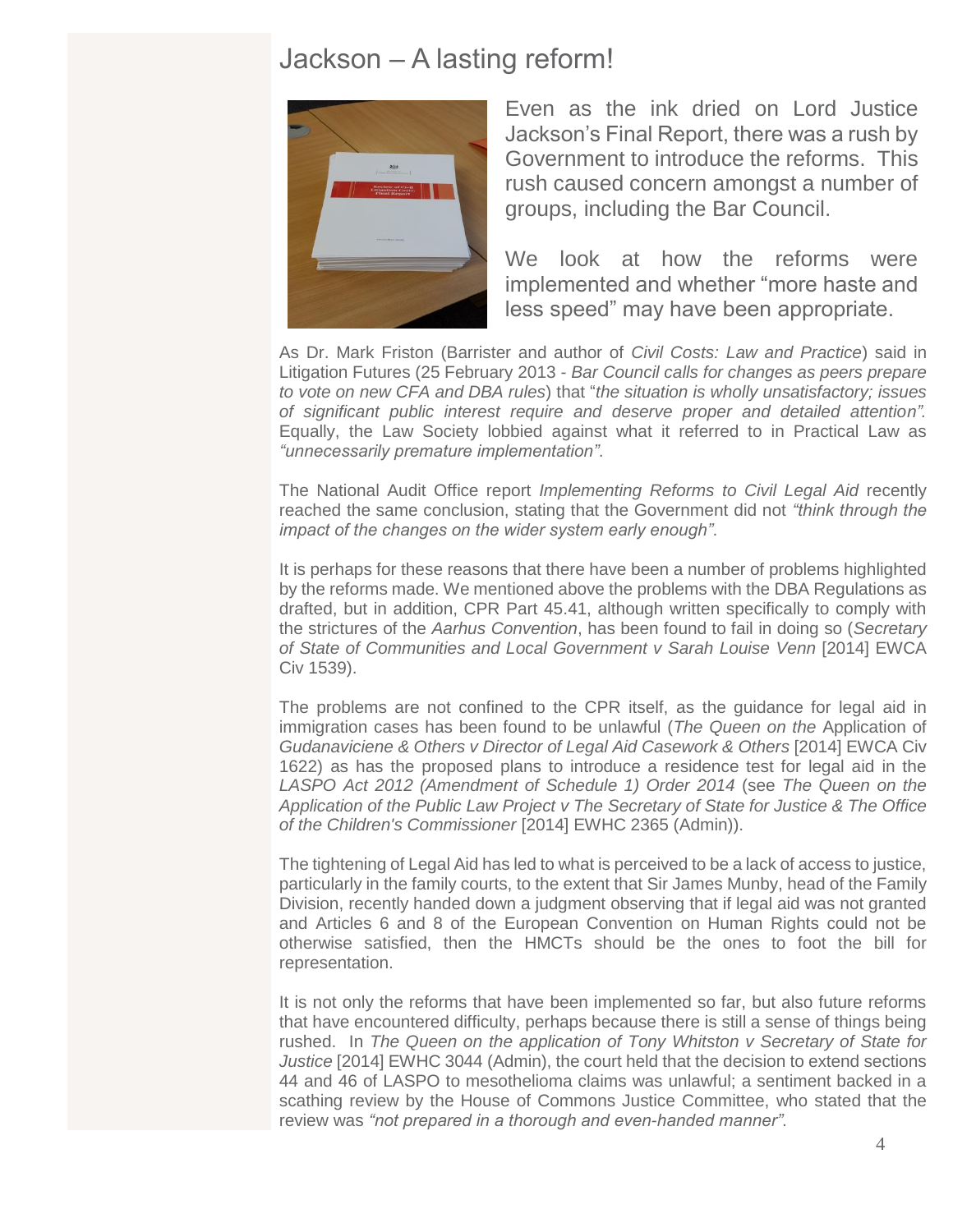# Jackson – A lasting reform!

Even as the ink dried on Lord Justice Jackson's Final Report, there was a rush by Government to introduce the reforms. This rush caused concern amongst a number of groups, including the Bar Council.

We look at how the reforms were implemented and whether "more haste and less speed" may have been appropriate.

As Dr. Mark Friston (Barrister and author of *Civil Costs: Law and Practice*) said in Litigation Futures (25 February 2013 - *Bar Council calls for changes as peers prepare to vote on new CFA and DBA rules*) that "*the situation is wholly unsatisfactory; issues of significant public interest require and deserve proper and detailed attention".* Equally, the Law Society lobbied against what it referred to in Practical Law as *"unnecessarily premature implementation"*.

The National Audit Office report *Implementing Reforms to Civil Legal Aid* recently reached the same conclusion, stating that the Government did not *"think through the impact of the changes on the wider system early enough"*.

It is perhaps for these reasons that there have been a number of problems highlighted by the reforms made. We mentioned above the problems with the DBA Regulations as drafted, but in addition, CPR Part 45.41, although written specifically to comply with the strictures of the *Aarhus Convention*, has been found to fail in doing so (*Secretary of State of Communities and Local Government v Sarah Louise Venn* [2014] EWCA Civ 1539).

The problems are not confined to the CPR itself, as the guidance for legal aid in immigration cases has been found to be unlawful (*The Queen on the* Application of *Gudanaviciene & Others v Director of Legal Aid Casework & Others* [2014] EWCA Civ 1622) as has the proposed plans to introduce a residence test for legal aid in the *LASPO Act 2012 (Amendment of Schedule 1) Order 2014* (see *The Queen on the Application of the Public Law Project v The Secretary of State for Justice & The Office of the Children's Commissioner* [2014] EWHC 2365 (Admin)).

The tightening of Legal Aid has led to what is perceived to be a lack of access to justice, particularly in the family courts, to the extent that Sir James Munby, head of the Family Division, recently handed down a judgment observing that if legal aid was not granted and Articles 6 and 8 of the European Convention on Human Rights could not be otherwise satisfied, then the HMCTs should be the ones to foot the bill for representation.

It is not only the reforms that have been implemented so far, but also future reforms that have encountered difficulty, perhaps because there is still a sense of things being rushed. In *The Queen on the application of Tony Whitston v Secretary of State for Justice* [2014] EWHC 3044 (Admin), the court held that the decision to extend sections 44 and 46 of LASPO to mesothelioma claims was unlawful; a sentiment backed in a scathing review by the House of Commons Justice Committee, who stated that the review was *"not prepared in a thorough and even-handed manner"*.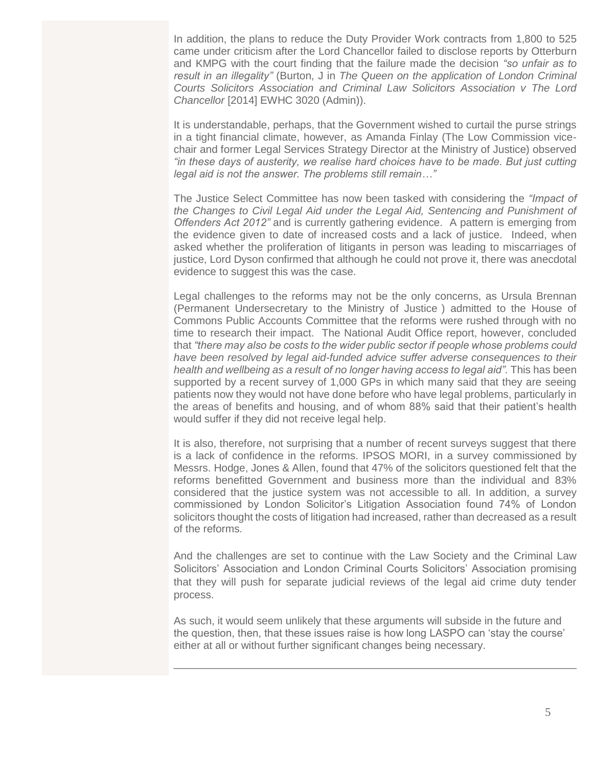In addition, the plans to reduce the Duty Provider Work contracts from 1,800 to 525 came under criticism after the Lord Chancellor failed to disclose reports by Otterburn and KMPG with the court finding that the failure made the decision *"so unfair as to result in an illegality"* (Burton, J in *The Queen on the application of London Criminal Courts Solicitors Association and Criminal Law Solicitors Association v The Lord Chancellor* [2014] EWHC 3020 (Admin)).

It is understandable, perhaps, that the Government wished to curtail the purse strings in a tight financial climate, however, as Amanda Finlay (The Low Commission vice-chair and former Legal Services Strategy Director at the Ministry of Justice) observed *"in these days of austerity, we realise hard choices have to be made. But just cutting legal aid is not the answer. The problems still remain…"*

The Justice Select Committee has now been tasked with considering the *"Impact of the Changes to Civil Legal Aid under the Legal Aid, Sentencing and Punishment of Offenders Act 2012"* and is currently gathering evidence. A pattern is emerging from the evidence given to date of increased costs and a lack of justice. Indeed, when asked whether the proliferation of litigants in person was leading to miscarriages of justice, Lord Dyson confirmed that although he could not prove it, there was anecdotal evidence to suggest this was the case.

Legal challenges to the reforms may not be the only concerns, as Ursula Brennan (Permanent Undersecretary to the Ministry of Justice ) admitted to the House of Commons Public Accounts Committee that the reforms were rushed through with no time to research their impact. The National Audit Office report, however, concluded that *"there may also be costs to the wider public sector if people whose problems could have been resolved by legal aid-funded advice suffer adverse consequences to their health and wellbeing as a result of no longer having access to legal aid"*. This has been supported by a recent survey of 1,000 GPs in which many said that they are seeing patients now they would not have done before who have legal problems, particularly in the areas of benefits and housing, and of whom 88% said that their patient's health would suffer if they did not receive legal help.

It is also, therefore, not surprising that a number of recent surveys suggest that there is a lack of confidence in the reforms. IPSOS MORI, in a survey commissioned by Messrs. Hodge, Jones & Allen, found that 47% of the solicitors questioned felt that the reforms benefitted Government and business more than the individual and 83% considered that the justice system was not accessible to all. In addition, a survey commissioned by London Solicitor's Litigation Association found 74% of London solicitors thought the costs of litigation had increased, rather than decreased as a result of the reforms.

And the challenges are set to continue with the Law Society and the Criminal Law Solicitors' Association and London Criminal Courts Solicitors' Association promising that they will push for separate judicial reviews of the legal aid crime duty tender process.

As such, it would seem unlikely that these arguments will subside in the future and the question, then, that these issues raise is how long LASPO can 'stay the course' either at all or without further significant changes being necessary.

---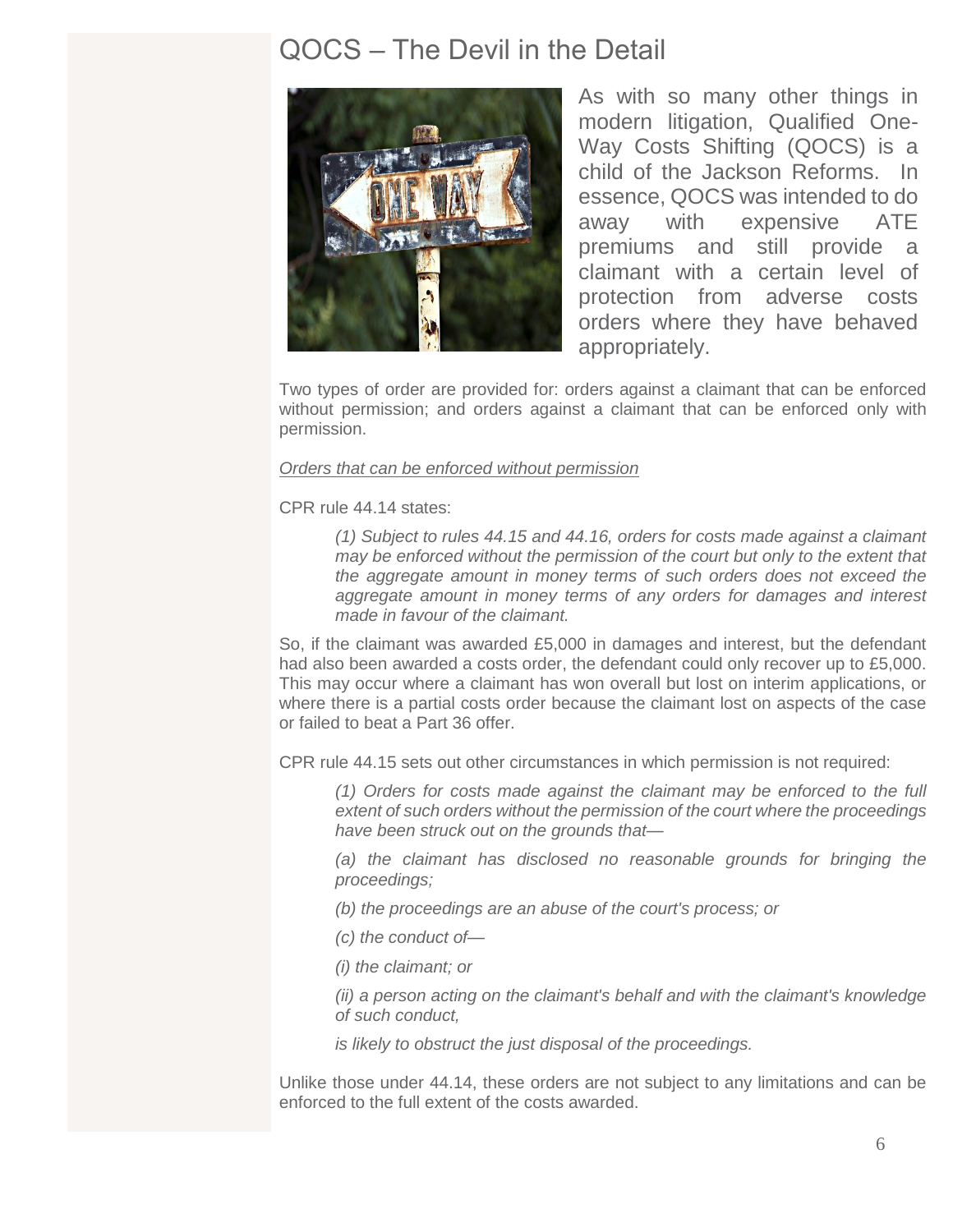# QOCS – The Devil in the Detail

As with so many other things in modern litigation, Qualified One-Way Costs Shifting (QOCS) is a child of the Jackson Reforms. In essence, QOCS was intended to do away with expensive ATE premiums and still provide a claimant with a certain level of protection from adverse costs orders where they have behaved appropriately.

Two types of order are provided for: orders against a claimant that can be enforced without permission; and orders against a claimant that can be enforced only with permission.

*Orders that can be enforced without permission*

CPR rule 44.14 states:

> *(1) Subject to rules 44.15 and 44.16, orders for costs made against a claimant may be enforced without the permission of the court but only to the extent that the aggregate amount in money terms of such orders does not exceed the aggregate amount in money terms of any orders for damages and interest made in favour of the claimant.*

So, if the claimant was awarded £5,000 in damages and interest, but the defendant had also been awarded a costs order, the defendant could only recover up to £5,000. This may occur where a claimant has won overall but lost on interim applications, or where there is a partial costs order because the claimant lost on aspects of the case or failed to beat a Part 36 offer.

CPR rule 44.15 sets out other circumstances in which permission is not required:

> *(1) Orders for costs made against the claimant may be enforced to the full extent of such orders without the permission of the court where the proceedings have been struck out on the grounds that—*
>
> *(a) the claimant has disclosed no reasonable grounds for bringing the proceedings;*
>
> *(b) the proceedings are an abuse of the court's process; or*
>
> *(c) the conduct of—*
>
> *(i) the claimant; or*
>
> *(ii) a person acting on the claimant's behalf and with the claimant's knowledge of such conduct,*
>
> *is likely to obstruct the just disposal of the proceedings.*

Unlike those under 44.14, these orders are not subject to any limitations and can be enforced to the full extent of the costs awarded.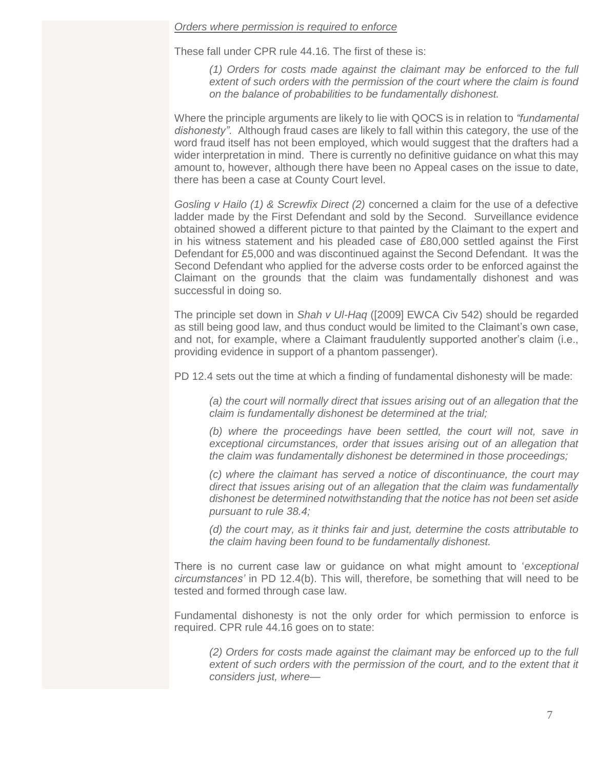*Orders where permission is required to enforce*

These fall under CPR rule 44.16. The first of these is:

> *(1) Orders for costs made against the claimant may be enforced to the full extent of such orders with the permission of the court where the claim is found on the balance of probabilities to be fundamentally dishonest.*

Where the principle arguments are likely to lie with QOCS is in relation to *"fundamental dishonesty"*. Although fraud cases are likely to fall within this category, the use of the word fraud itself has not been employed, which would suggest that the drafters had a wider interpretation in mind. There is currently no definitive guidance on what this may amount to, however, although there have been no Appeal cases on the issue to date, there has been a case at County Court level.

*Gosling v Hailo (1) & Screwfix Direct (2)* concerned a claim for the use of a defective ladder made by the First Defendant and sold by the Second. Surveillance evidence obtained showed a different picture to that painted by the Claimant to the expert and in his witness statement and his pleaded case of £80,000 settled against the First Defendant for £5,000 and was discontinued against the Second Defendant. It was the Second Defendant who applied for the adverse costs order to be enforced against the Claimant on the grounds that the claim was fundamentally dishonest and was successful in doing so.

The principle set down in *Shah v Ul-Haq* ([2009] EWCA Civ 542) should be regarded as still being good law, and thus conduct would be limited to the Claimant's own case, and not, for example, where a Claimant fraudulently supported another's claim (i.e., providing evidence in support of a phantom passenger).

PD 12.4 sets out the time at which a finding of fundamental dishonesty will be made:

> *(a) the court will normally direct that issues arising out of an allegation that the claim is fundamentally dishonest be determined at the trial;*
>
> *(b) where the proceedings have been settled, the court will not, save in exceptional circumstances, order that issues arising out of an allegation that the claim was fundamentally dishonest be determined in those proceedings;*
>
> *(c) where the claimant has served a notice of discontinuance, the court may direct that issues arising out of an allegation that the claim was fundamentally dishonest be determined notwithstanding that the notice has not been set aside pursuant to rule 38.4;*
>
> *(d) the court may, as it thinks fair and just, determine the costs attributable to the claim having been found to be fundamentally dishonest.*

There is no current case law or guidance on what might amount to '*exceptional circumstances'* in PD 12.4(b). This will, therefore, be something that will need to be tested and formed through case law.

Fundamental dishonesty is not the only order for which permission to enforce is required. CPR rule 44.16 goes on to state:

> *(2) Orders for costs made against the claimant may be enforced up to the full extent of such orders with the permission of the court, and to the extent that it considers just, where—*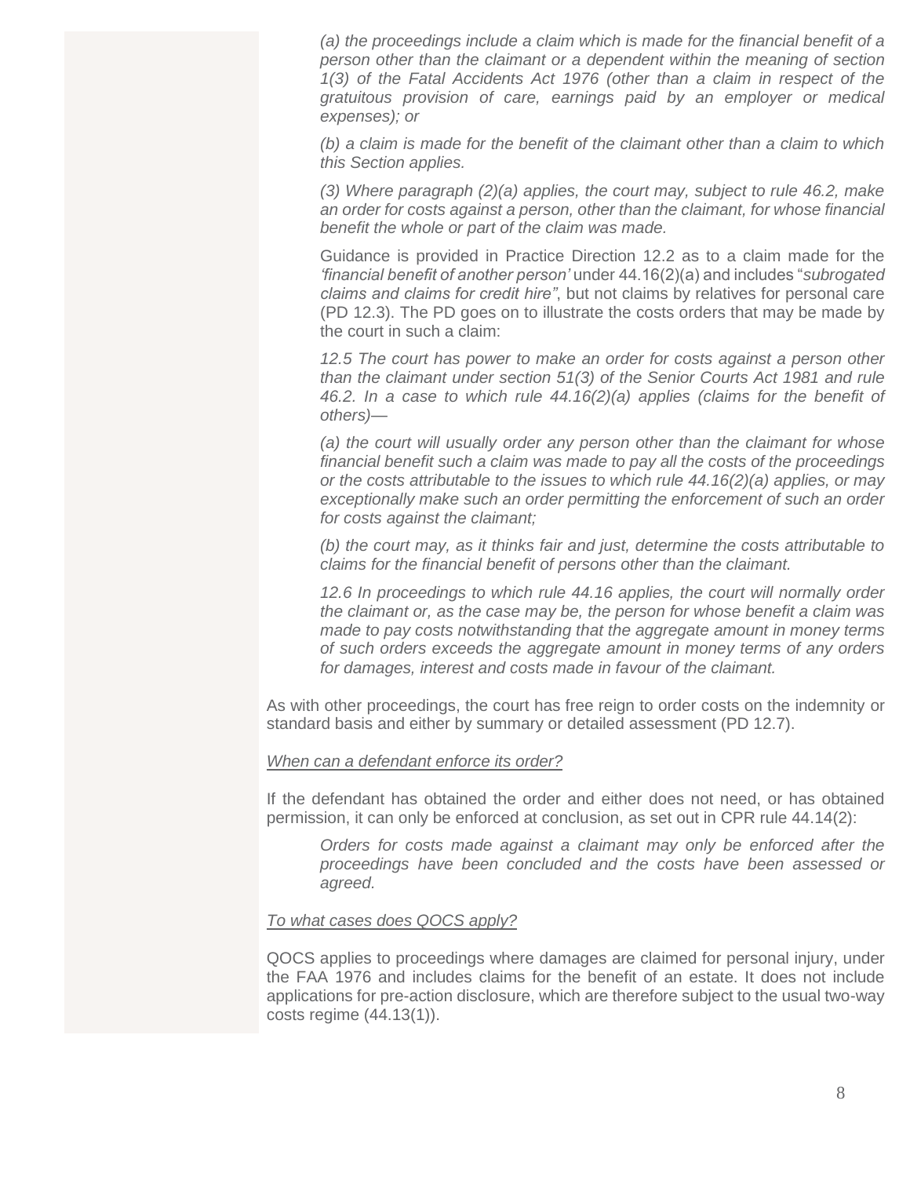*(a) the proceedings include a claim which is made for the financial benefit of a person other than the claimant or a dependent within the meaning of section 1(3) of the Fatal Accidents Act 1976 (other than a claim in respect of the gratuitous provision of care, earnings paid by an employer or medical expenses); or*

*(b) a claim is made for the benefit of the claimant other than a claim to which this Section applies.*

*(3) Where paragraph (2)(a) applies, the court may, subject to rule 46.2, make an order for costs against a person, other than the claimant, for whose financial benefit the whole or part of the claim was made.*

Guidance is provided in Practice Direction 12.2 as to a claim made for the *'financial benefit of another person'* under 44.16(2)(a) and includes "*subrogated claims and claims for credit hire"*, but not claims by relatives for personal care (PD 12.3). The PD goes on to illustrate the costs orders that may be made by the court in such a claim:

*12.5 The court has power to make an order for costs against a person other than the claimant under section 51(3) of the Senior Courts Act 1981 and rule 46.2. In a case to which rule 44.16(2)(a) applies (claims for the benefit of others)—*

*(a) the court will usually order any person other than the claimant for whose financial benefit such a claim was made to pay all the costs of the proceedings or the costs attributable to the issues to which rule 44.16(2)(a) applies, or may exceptionally make such an order permitting the enforcement of such an order for costs against the claimant;*

*(b) the court may, as it thinks fair and just, determine the costs attributable to claims for the financial benefit of persons other than the claimant.*

*12.6 In proceedings to which rule 44.16 applies, the court will normally order the claimant or, as the case may be, the person for whose benefit a claim was made to pay costs notwithstanding that the aggregate amount in money terms of such orders exceeds the aggregate amount in money terms of any orders for damages, interest and costs made in favour of the claimant.*

As with other proceedings, the court has free reign to order costs on the indemnity or standard basis and either by summary or detailed assessment (PD 12.7).

*When can a defendant enforce its order?*

If the defendant has obtained the order and either does not need, or has obtained permission, it can only be enforced at conclusion, as set out in CPR rule 44.14(2):

*Orders for costs made against a claimant may only be enforced after the proceedings have been concluded and the costs have been assessed or agreed.*

*To what cases does QOCS apply?*

QOCS applies to proceedings where damages are claimed for personal injury, under the FAA 1976 and includes claims for the benefit of an estate. It does not include applications for pre-action disclosure, which are therefore subject to the usual two-way costs regime (44.13(1)).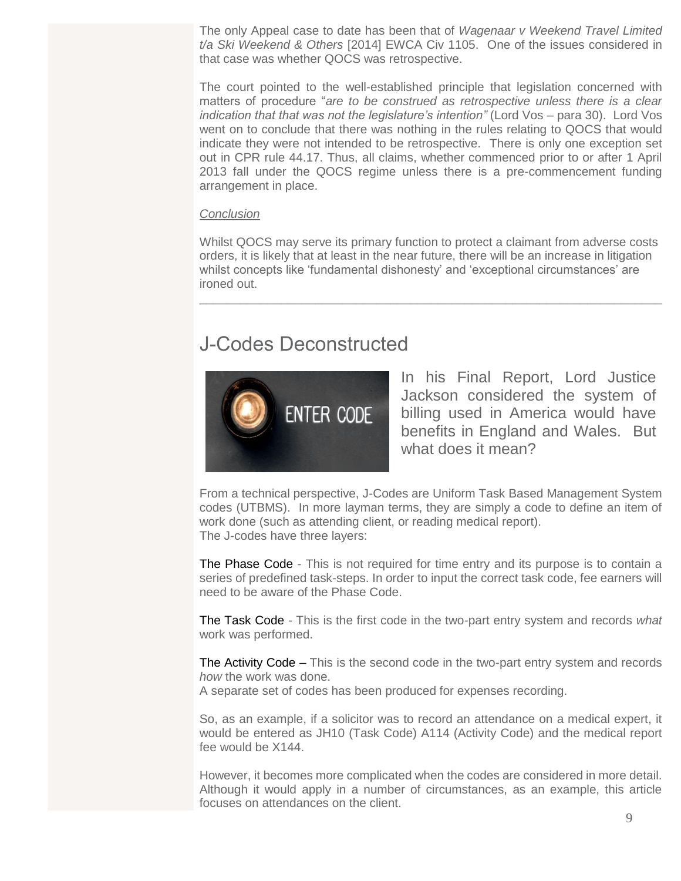The only Appeal case to date has been that of *Wagenaar v Weekend Travel Limited t/a Ski Weekend & Others* [2014] EWCA Civ 1105. One of the issues considered in that case was whether QOCS was retrospective.

The court pointed to the well-established principle that legislation concerned with matters of procedure "*are to be construed as retrospective unless there is a clear indication that that was not the legislature's intention"* (Lord Vos – para 30). Lord Vos went on to conclude that there was nothing in the rules relating to QOCS that would indicate they were not intended to be retrospective. There is only one exception set out in CPR rule 44.17. Thus, all claims, whether commenced prior to or after 1 April 2013 fall under the QOCS regime unless there is a pre-commencement funding arrangement in place.

*Conclusion*

Whilst QOCS may serve its primary function to protect a claimant from adverse costs orders, it is likely that at least in the near future, there will be an increase in litigation whilst concepts like 'fundamental dishonesty' and 'exceptional circumstances' are ironed out.

---

## J-Codes Deconstructed

In his Final Report, Lord Justice Jackson considered the system of billing used in America would have benefits in England and Wales. But what does it mean?

From a technical perspective, J-Codes are Uniform Task Based Management System codes (UTBMS). In more layman terms, they are simply a code to define an item of work done (such as attending client, or reading medical report).
The J-codes have three layers:

The Phase Code - This is not required for time entry and its purpose is to contain a series of predefined task-steps. In order to input the correct task code, fee earners will need to be aware of the Phase Code.

The Task Code - This is the first code in the two-part entry system and records *what* work was performed.

The Activity Code – This is the second code in the two-part entry system and records *how* the work was done.
A separate set of codes has been produced for expenses recording.

So, as an example, if a solicitor was to record an attendance on a medical expert, it would be entered as JH10 (Task Code) A114 (Activity Code) and the medical report fee would be X144.

However, it becomes more complicated when the codes are considered in more detail. Although it would apply in a number of circumstances, as an example, this article focuses on attendances on the client.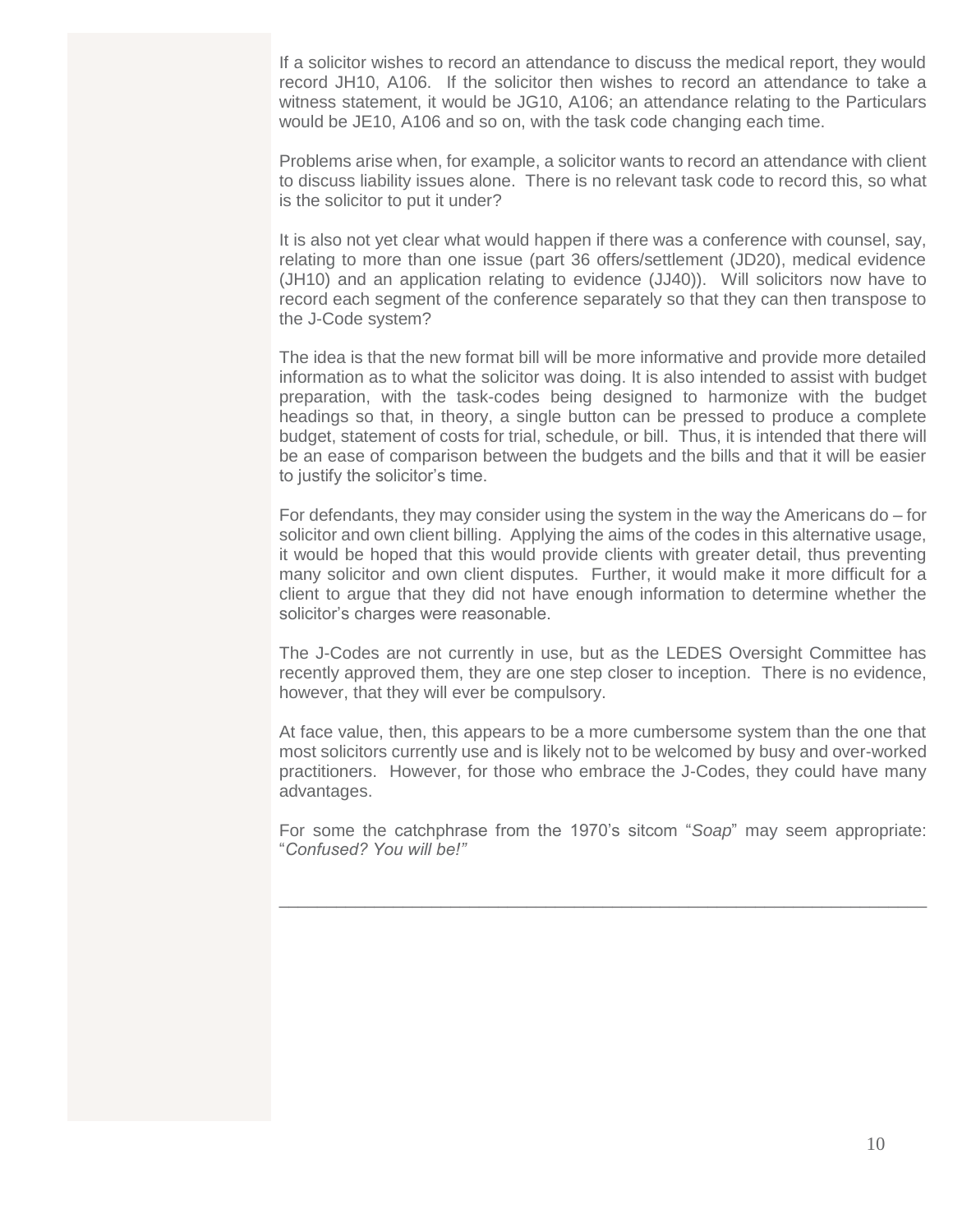If a solicitor wishes to record an attendance to discuss the medical report, they would record JH10, A106. If the solicitor then wishes to record an attendance to take a witness statement, it would be JG10, A106; an attendance relating to the Particulars would be JE10, A106 and so on, with the task code changing each time.

Problems arise when, for example, a solicitor wants to record an attendance with client to discuss liability issues alone. There is no relevant task code to record this, so what is the solicitor to put it under?

It is also not yet clear what would happen if there was a conference with counsel, say, relating to more than one issue (part 36 offers/settlement (JD20), medical evidence (JH10) and an application relating to evidence (JJ40)). Will solicitors now have to record each segment of the conference separately so that they can then transpose to the J-Code system?

The idea is that the new format bill will be more informative and provide more detailed information as to what the solicitor was doing. It is also intended to assist with budget preparation, with the task-codes being designed to harmonize with the budget headings so that, in theory, a single button can be pressed to produce a complete budget, statement of costs for trial, schedule, or bill. Thus, it is intended that there will be an ease of comparison between the budgets and the bills and that it will be easier to justify the solicitor's time.

For defendants, they may consider using the system in the way the Americans do – for solicitor and own client billing. Applying the aims of the codes in this alternative usage, it would be hoped that this would provide clients with greater detail, thus preventing many solicitor and own client disputes. Further, it would make it more difficult for a client to argue that they did not have enough information to determine whether the solicitor's charges were reasonable.

The J-Codes are not currently in use, but as the LEDES Oversight Committee has recently approved them, they are one step closer to inception. There is no evidence, however, that they will ever be compulsory.

At face value, then, this appears to be a more cumbersome system than the one that most solicitors currently use and is likely not to be welcomed by busy and over-worked practitioners. However, for those who embrace the J-Codes, they could have many advantages.

For some the catchphrase from the 1970's sitcom "*Soap*" may seem appropriate: "*Confused? You will be!*"

---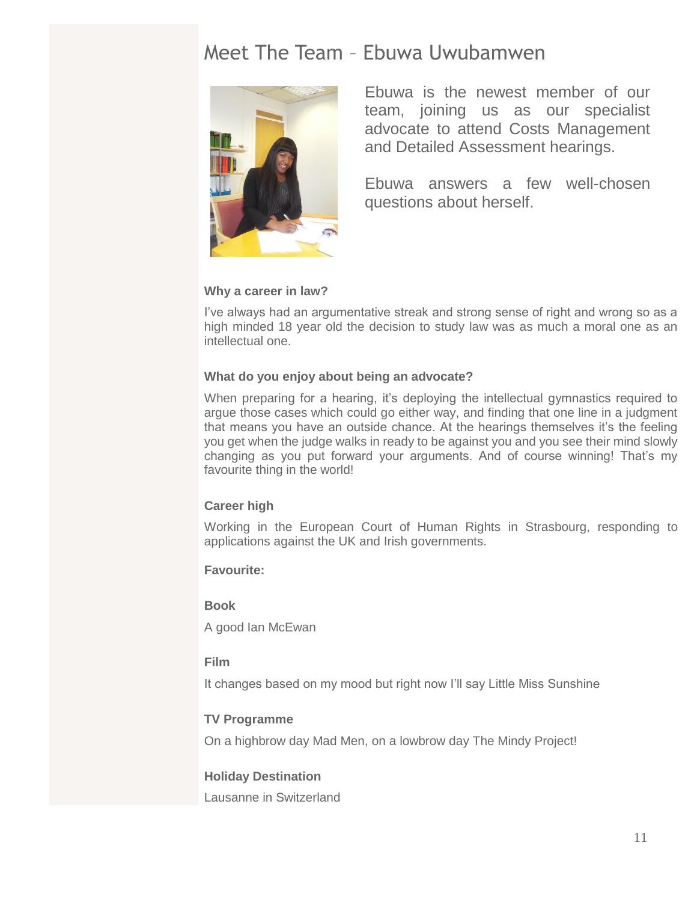# Meet The Team – Ebuwa Uwubamwen

Ebuwa is the newest member of our team, joining us as our specialist advocate to attend Costs Management and Detailed Assessment hearings.

Ebuwa answers a few well-chosen questions about herself.

**Why a career in law?**

I've always had an argumentative streak and strong sense of right and wrong so as a high minded 18 year old the decision to study law was as much a moral one as an intellectual one.

**What do you enjoy about being an advocate?**

When preparing for a hearing, it's deploying the intellectual gymnastics required to argue those cases which could go either way, and finding that one line in a judgment that means you have an outside chance. At the hearings themselves it's the feeling you get when the judge walks in ready to be against you and you see their mind slowly changing as you put forward your arguments. And of course winning! That's my favourite thing in the world!

**Career high**

Working in the European Court of Human Rights in Strasbourg, responding to applications against the UK and Irish governments.

**Favourite:**

**Book**

A good Ian McEwan

**Film**

It changes based on my mood but right now I'll say Little Miss Sunshine

**TV Programme**

On a highbrow day Mad Men, on a lowbrow day The Mindy Project!

**Holiday Destination**

Lausanne in Switzerland